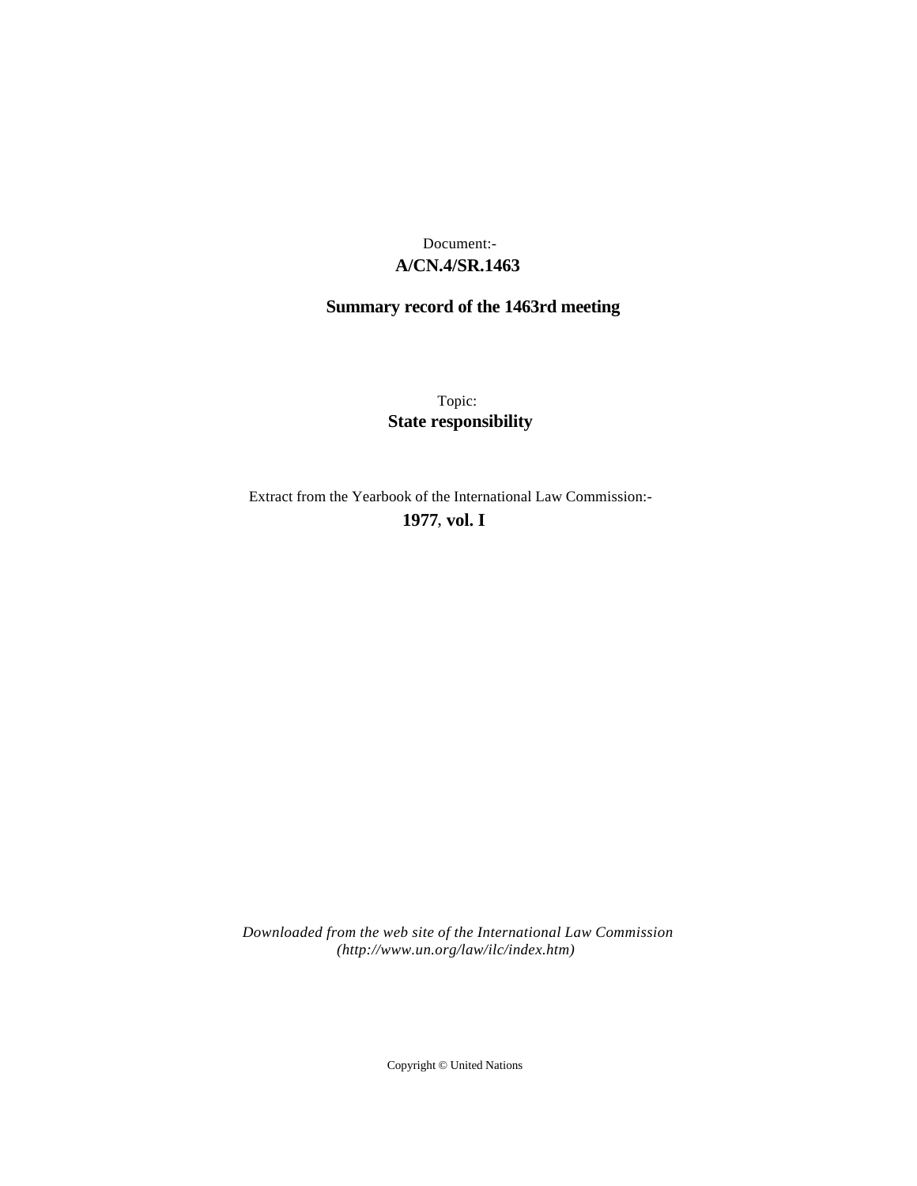Document:-

**A/CN.4/SR.1463**

**Summary record of the 1463rd meeting**

Topic:

**State responsibility**

Extract from the Yearbook of the International Law Commission:-

**1977, vol. I**

*Downloaded from the web site of the International Law Commission (http://www.un.org/law/ilc/index.htm)*

Copyright © United Nations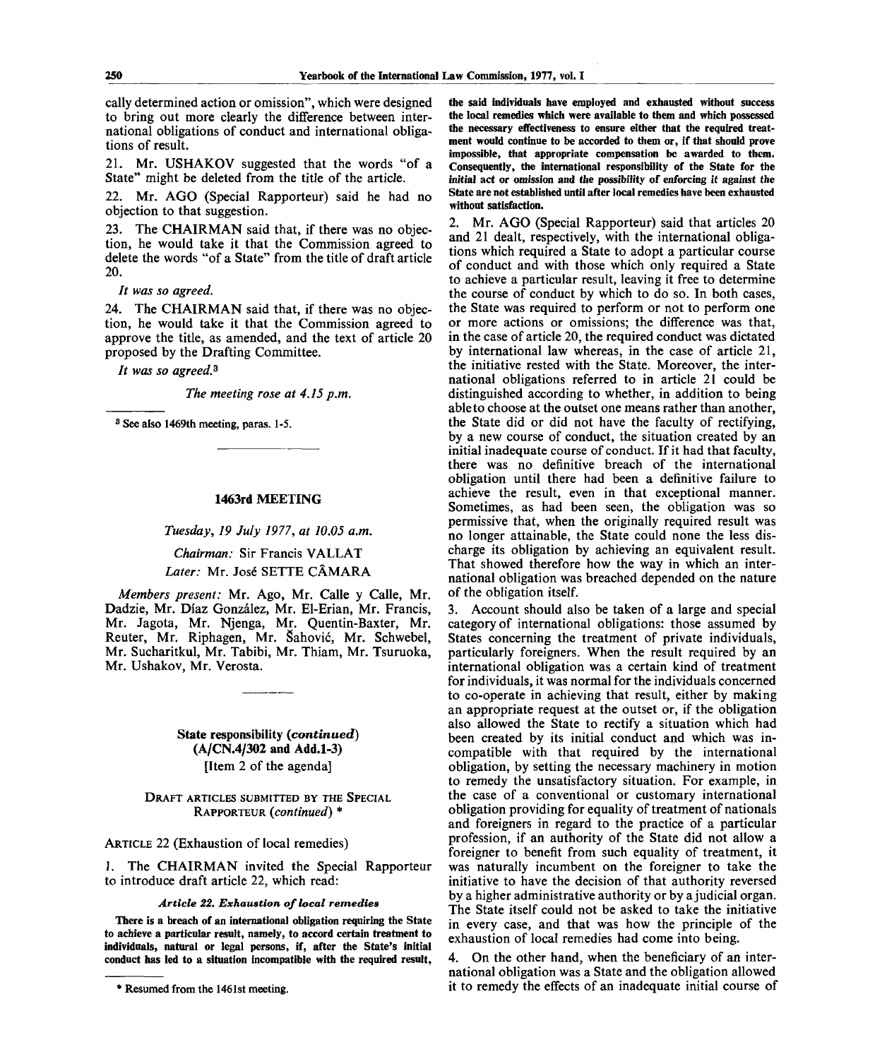cally determined action or omission", which were designed to bring out more clearly the difference between international obligations of conduct and international obligations of result.

21. Mr. USHAKOV suggested that the words "of a State" might be deleted from the title of the article.

22. Mr. AGO (Special Rapporteur) said he had no objection to that suggestion.

23. The CHAIRMAN said that, if there was no objection, he would take it that the Commission agreed to delete the words "of a State" from the title of draft article 20.

*It was so agreed.*

24. The CHAIRMAN said that, if there was no objection, he would take it that the Commission agreed to approve the title, as amended, and the text of article 20 proposed by the Drafting Committee.

*It was so agreed.*[3]

*The meeting rose at 4.15 p.m.*

[3] See also 1469th meeting, paras. 1-5.

---

## 1463rd MEETING

*Tuesday, 19 July 1977, at 10.05 a.m.*

*Chairman:* Sir Francis VALLAT

*Later:* Mr. José SETTE CÂMARA

*Members present:* Mr. Ago, Mr. Calle y Calle, Mr. Dadzie, Mr. Díaz González, Mr. El-Erian, Mr. Francis, Mr. Jagota, Mr. Njenga, Mr. Quentin-Baxter, Mr. Reuter, Mr. Riphagen, Mr. Šahović, Mr. Schwebel, Mr. Sucharitkul, Mr. Tabibi, Mr. Thiam, Mr. Tsuruoka, Mr. Ushakov, Mr. Verosta.

---

### State responsibility (*continued*) (A/CN.4/302 and Add.1-3)

[Item 2 of the agenda]

DRAFT ARTICLES SUBMITTED BY THE SPECIAL RAPPORTEUR (*continued*) *

ARTICLE 22 (Exhaustion of local remedies)

1. The CHAIRMAN invited the Special Rapporteur to introduce draft article 22, which read:

***Article 22. Exhaustion of local remedies***

**There is a breach of an international obligation requiring the State to achieve a particular result, namely, to accord certain treatment to individuals, natural or legal persons, if, after the State's initial conduct has led to a situation incompatible with the required result, the said individuals have employed and exhausted without success the local remedies which were available to them and which possessed the necessary effectiveness to ensure either that the required treatment would continue to be accorded to them or, if that should prove impossible, that appropriate compensation be awarded to them. Consequently, the international responsibility of the State for the initial act or omission and the possibility of enforcing it against the State are not established until after local remedies have been exhausted without satisfaction.**

2. Mr. AGO (Special Rapporteur) said that articles 20 and 21 dealt, respectively, with the international obligations which required a State to adopt a particular course of conduct and with those which only required a State to achieve a particular result, leaving it free to determine the course of conduct by which to do so. In both cases, the State was required to perform or not to perform one or more actions or omissions; the difference was that, in the case of article 20, the required conduct was dictated by international law whereas, in the case of article 21, the initiative rested with the State. Moreover, the international obligations referred to in article 21 could be distinguished according to whether, in addition to being able to choose at the outset one means rather than another, the State did or did not have the faculty of rectifying, by a new course of conduct, the situation created by an initial inadequate course of conduct. If it had that faculty, there was no definitive breach of the international obligation until there had been a definitive failure to achieve the result, even in that exceptional manner. Sometimes, as had been seen, the obligation was so permissive that, when the originally required result was no longer attainable, the State could none the less discharge its obligation by achieving an equivalent result. That showed therefore how the way in which an international obligation was breached depended on the nature of the obligation itself.

3. Account should also be taken of a large and special category of international obligations: those assumed by States concerning the treatment of private individuals, particularly foreigners. When the result required by an international obligation was a certain kind of treatment for individuals, it was normal for the individuals concerned to co-operate in achieving that result, either by making an appropriate request at the outset or, if the obligation also allowed the State to rectify a situation which had been created by its initial conduct and which was incompatible with that required by the international obligation, by setting the necessary machinery in motion to remedy the unsatisfactory situation. For example, in the case of a conventional or customary international obligation providing for equality of treatment of nationals and foreigners in regard to the practice of a particular profession, if an authority of the State did not allow a foreigner to benefit from such equality of treatment, it was naturally incumbent on the foreigner to take the initiative to have the decision of that authority reversed by a higher administrative authority or by a judicial organ. The State itself could not be asked to take the initiative in every case, and that was how the principle of the exhaustion of local remedies had come into being.

4. On the other hand, when the beneficiary of an international obligation was a State and the obligation allowed it to remedy the effects of an inadequate initial course of

\* Resumed from the 1461st meeting.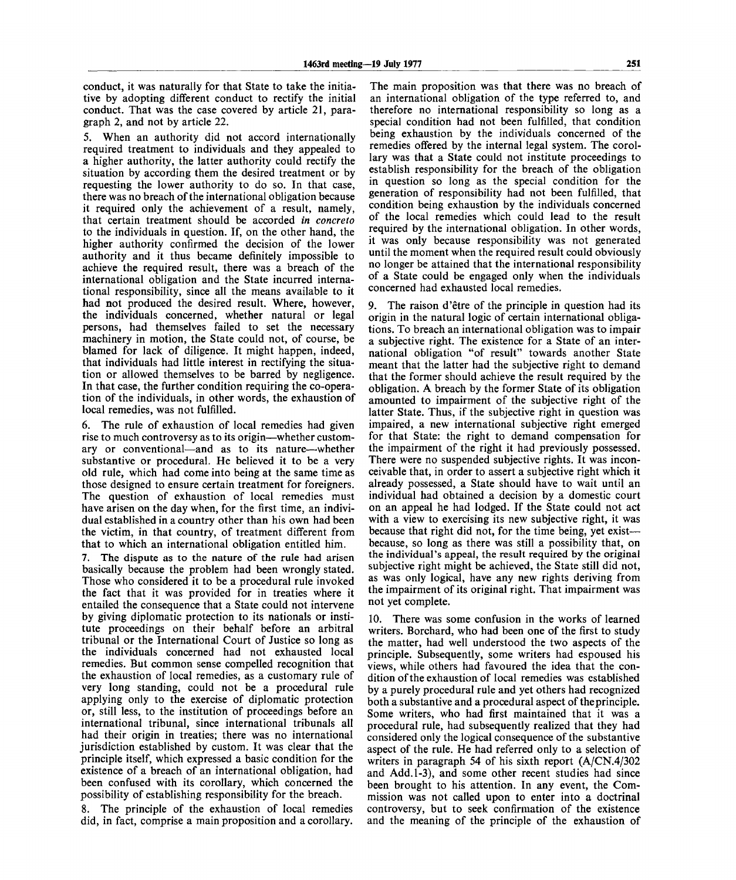conduct, it was naturally for that State to take the initiative by adopting different conduct to rectify the initial conduct. That was the case covered by article 21, paragraph 2, and not by article 22.

5. When an authority did not accord internationally required treatment to individuals and they appealed to a higher authority, the latter authority could rectify the situation by according them the desired treatment or by requesting the lower authority to do so. In that case, there was no breach of the international obligation because it required only the achievement of a result, namely, that certain treatment should be accorded *in concreto* to the individuals in question. If, on the other hand, the higher authority confirmed the decision of the lower authority and it thus became definitely impossible to achieve the required result, there was a breach of the international obligation and the State incurred international responsibility, since all the means available to it had not produced the desired result. Where, however, the individuals concerned, whether natural or legal persons, had themselves failed to set the necessary machinery in motion, the State could not, of course, be blamed for lack of diligence. It might happen, indeed, that individuals had little interest in rectifying the situation or allowed themselves to be barred by negligence. In that case, the further condition requiring the co-operation of the individuals, in other words, the exhaustion of local remedies, was not fulfilled.

6. The rule of exhaustion of local remedies had given rise to much controversy as to its origin—whether customary or conventional—and as to its nature—whether substantive or procedural. He believed it to be a very old rule, which had come into being at the same time as those designed to ensure certain treatment for foreigners. The question of exhaustion of local remedies must have arisen on the day when, for the first time, an individual established in a country other than his own had been the victim, in that country, of treatment different from that to which an international obligation entitled him.

7. The dispute as to the nature of the rule had arisen basically because the problem had been wrongly stated. Those who considered it to be a procedural rule invoked the fact that it was provided for in treaties where it entailed the consequence that a State could not intervene by giving diplomatic protection to its nationals or institute proceedings on their behalf before an arbitral tribunal or the International Court of Justice so long as the individuals concerned had not exhausted local remedies. But common sense compelled recognition that the exhaustion of local remedies, as a customary rule of very long standing, could not be a procedural rule applying only to the exercise of diplomatic protection or, still less, to the institution of proceedings before an international tribunal, since international tribunals all had their origin in treaties; there was no international jurisdiction established by custom. It was clear that the principle itself, which expressed a basic condition for the existence of a breach of an international obligation, had been confused with its corollary, which concerned the possibility of establishing responsibility for the breach.

8. The principle of the exhaustion of local remedies did, in fact, comprise a main proposition and a corollary. The main proposition was that there was no breach of an international obligation of the type referred to, and therefore no international responsibility so long as a special condition had not been fulfilled, that condition being exhaustion by the individuals concerned of the remedies offered by the internal legal system. The corollary was that a State could not institute proceedings to establish responsibility for the breach of the obligation in question so long as the special condition for the generation of responsibility had not been fulfilled, that condition being exhaustion by the individuals concerned of the local remedies which could lead to the result required by the international obligation. In other words, it was only because responsibility was not generated until the moment when the required result could obviously no longer be attained that the international responsibility of a State could be engaged only when the individuals concerned had exhausted local remedies.

9. The raison d'être of the principle in question had its origin in the natural logic of certain international obligations. To breach an international obligation was to impair a subjective right. The existence for a State of an international obligation "of result" towards another State meant that the latter had the subjective right to demand that the former should achieve the result required by the obligation. A breach by the former State of its obligation amounted to impairment of the subjective right of the latter State. Thus, if the subjective right in question was impaired, a new international subjective right emerged for that State: the right to demand compensation for the impairment of the right it had previously possessed. There were no suspended subjective rights. It was inconceivable that, in order to assert a subjective right which it already possessed, a State should have to wait until an individual had obtained a decision by a domestic court on an appeal he had lodged. If the State could not act with a view to exercising its new subjective right, it was because that right did not, for the time being, yet exist—because, so long as there was still a possibility that, on the individual's appeal, the result required by the original subjective right might be achieved, the State still did not, as was only logical, have any new rights deriving from the impairment of its original right. That impairment was not yet complete.

10. There was some confusion in the works of learned writers. Borchard, who had been one of the first to study the matter, had well understood the two aspects of the principle. Subsequently, some writers had espoused his views, while others had favoured the idea that the condition of the exhaustion of local remedies was established by a purely procedural rule and yet others had recognized both a substantive and a procedural aspect of the principle. Some writers, who had first maintained that it was a procedural rule, had subsequently realized that they had considered only the logical consequence of the substantive aspect of the rule. He had referred only to a selection of writers in paragraph 54 of his sixth report (A/CN.4/302 and Add.1-3), and some other recent studies had since been brought to his attention. In any event, the Commission was not called upon to enter into a doctrinal controversy, but to seek confirmation of the existence and the meaning of the principle of the exhaustion of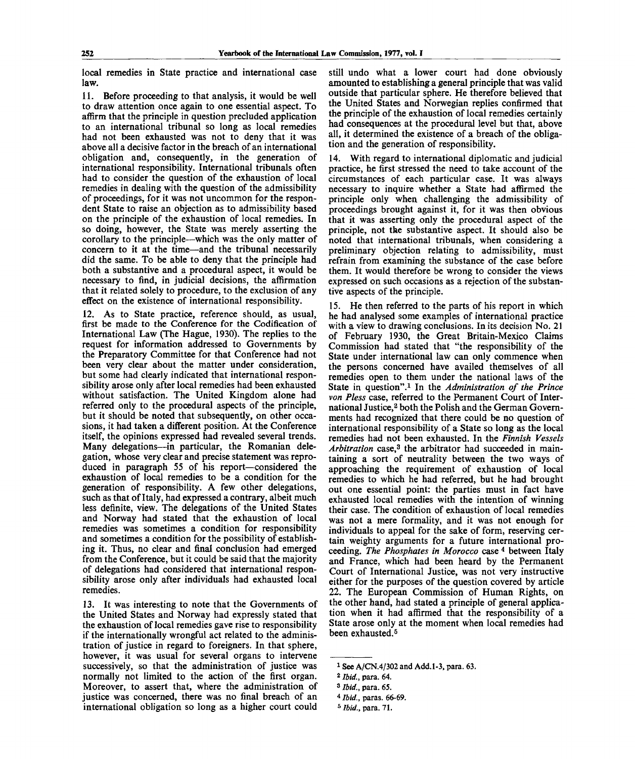local remedies in State practice and international case law.

11. Before proceeding to that analysis, it would be well to draw attention once again to one essential aspect. To affirm that the principle in question precluded application to an international tribunal so long as local remedies had not been exhausted was not to deny that it was above all a decisive factor in the breach of an international obligation and, consequently, in the generation of international responsibility. International tribunals often had to consider the question of the exhaustion of local remedies in dealing with the question of the admissibility of proceedings, for it was not uncommon for the respondent State to raise an objection as to admissibility based on the principle of the exhaustion of local remedies. In so doing, however, the State was merely asserting the corollary to the principle—which was the only matter of concern to it at the time—and the tribunal necessarily did the same. To be able to deny that the principle had both a substantive and a procedural aspect, it would be necessary to find, in judicial decisions, the affirmation that it related solely to procedure, to the exclusion of any effect on the existence of international responsibility.

12. As to State practice, reference should, as usual, first be made to the Conference for the Codification of International Law (The Hague, 1930). The replies to the request for information addressed to Governments by the Preparatory Committee for that Conference had not been very clear about the matter under consideration, but some had clearly indicated that international responsibility arose only after local remedies had been exhausted without satisfaction. The United Kingdom alone had referred only to the procedural aspects of the principle, but it should be noted that subsequently, on other occasions, it had taken a different position. At the Conference itself, the opinions expressed had revealed several trends. Many delegations—in particular, the Romanian delegation, whose very clear and precise statement was reproduced in paragraph 55 of his report—considered the exhaustion of local remedies to be a condition for the generation of responsibility. A few other delegations, such as that of Italy, had expressed a contrary, albeit much less definite, view. The delegations of the United States and Norway had stated that the exhaustion of local remedies was sometimes a condition for responsibility and sometimes a condition for the possibility of establishing it. Thus, no clear and final conclusion had emerged from the Conference, but it could be said that the majority of delegations had considered that international responsibility arose only after individuals had exhausted local remedies.

13. It was interesting to note that the Governments of the United States and Norway had expressly stated that the exhaustion of local remedies gave rise to responsibility if the internationally wrongful act related to the administration of justice in regard to foreigners. In that sphere, however, it was usual for several organs to intervene successively, so that the administration of justice was normally not limited to the action of the first organ. Moreover, to assert that, where the administration of justice was concerned, there was no final breach of an international obligation so long as a higher court could still undo what a lower court had done obviously amounted to establishing a general principle that was valid outside that particular sphere. He therefore believed that the United States and Norwegian replies confirmed that the principle of the exhaustion of local remedies certainly had consequences at the procedural level but that, above all, it determined the existence of a breach of the obligation and the generation of responsibility.

14. With regard to international diplomatic and judicial practice, he first stressed the need to take account of the circumstances of each particular case. It was always necessary to inquire whether a State had affirmed the principle only when challenging the admissibility of proceedings brought against it, for it was then obvious that it was asserting only the procedural aspect of the principle, not the substantive aspect. It should also be noted that international tribunals, when considering a preliminary objection relating to admissibility, must refrain from examining the substance of the case before them. It would therefore be wrong to consider the views expressed on such occasions as a rejection of the substantive aspects of the principle.

15. He then referred to the parts of his report in which he had analysed some examples of international practice with a view to drawing conclusions. In its decision No. 21 of February 1930, the Great Britain-Mexico Claims Commission had stated that "the responsibility of the State under international law can only commence when the persons concerned have availed themselves of all remedies open to them under the national laws of the State in question".[1] In the *Administration of the Prince von Pless* case, referred to the Permanent Court of International Justice,[2] both the Polish and the German Governments had recognized that there could be no question of international responsibility of a State so long as the local remedies had not been exhausted. In the *Finnish Vessels Arbitration* case,[3] the arbitrator had succeeded in maintaining a sort of neutrality between the two ways of approaching the requirement of exhaustion of local remedies to which he had referred, but he had brought out one essential point: the parties must in fact have exhausted local remedies with the intention of winning their case. The condition of exhaustion of local remedies was not a mere formality, and it was not enough for individuals to appeal for the sake of form, reserving certain weighty arguments for a future international proceeding. *The Phosphates in Morocco* case [4] between Italy and France, which had been heard by the Permanent Court of International Justice, was not very instructive either for the purposes of the question covered by article 22. The European Commission of Human Rights, on the other hand, had stated a principle of general application when it had affirmed that the responsibility of a State arose only at the moment when local remedies had been exhausted.[5]

---

[1] See A/CN.4/302 and Add.1-3, para. 63.

[2] *Ibid.*, para. 64.

[3] *Ibid.*, para. 65.

[4] *Ibid.*, paras. 66-69.

[5] *Ibid.*, para. 71.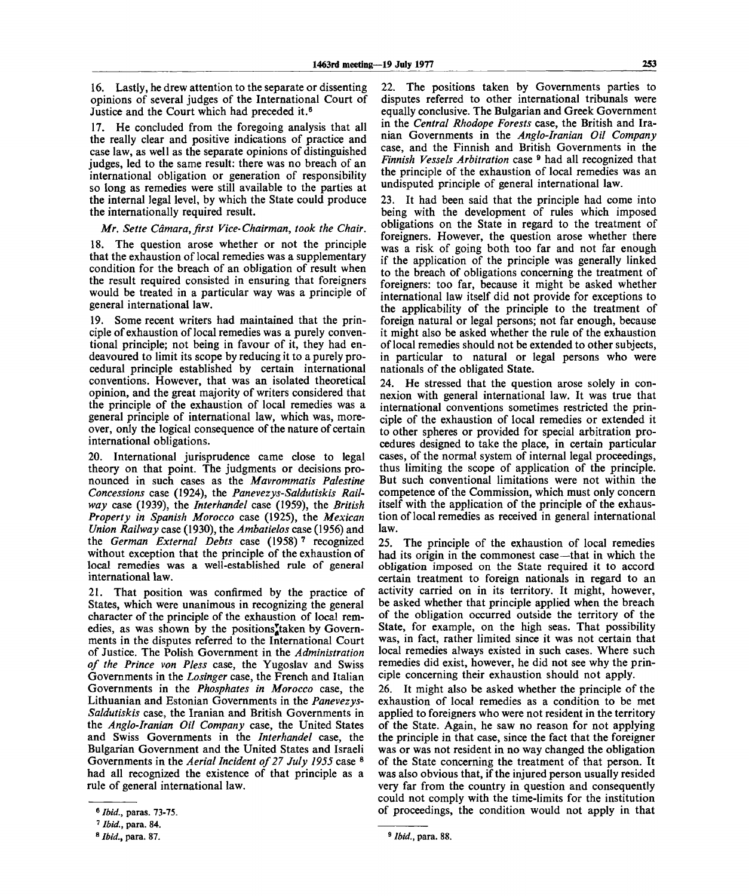16. Lastly, he drew attention to the separate or dissenting opinions of several judges of the International Court of Justice and the Court which had preceded it.[6]

17. He concluded from the foregoing analysis that all the really clear and positive indications of practice and case law, as well as the separate opinions of distinguished judges, led to the same result: there was no breach of an international obligation or generation of responsibility so long as remedies were still available to the parties at the internal legal level, by which the State could produce the internationally required result.

*Mr. Sette Câmara, first Vice-Chairman, took the Chair.*

18. The question arose whether or not the principle that the exhaustion of local remedies was a supplementary condition for the breach of an obligation of result when the result required consisted in ensuring that foreigners would be treated in a particular way was a principle of general international law.

19. Some recent writers had maintained that the principle of exhaustion of local remedies was a purely conventional principle; not being in favour of it, they had endeavoured to limit its scope by reducing it to a purely procedural principle established by certain international conventions. However, that was an isolated theoretical opinion, and the great majority of writers considered that the principle of the exhaustion of local remedies was a general principle of international law, which was, moreover, only the logical consequence of the nature of certain international obligations.

20. International jurisprudence came close to legal theory on that point. The judgments or decisions pronounced in such cases as the ***Mavrommatis Palestine Concessions*** case (1924), the ***Panevezys-Saldutiskis Railway*** case (1939), the ***Interhandel*** case (1959), the ***British Property in Spanish Morocco*** case (1925), the ***Mexican Union Railway*** case (1930), the ***Ambatielos*** case (1956) and the ***German External Debts*** case (1958)[7] recognized without exception that the principle of the exhaustion of local remedies was a well-established rule of general international law.

21. That position was confirmed by the practice of States, which were unanimous in recognizing the general character of the principle of the exhaustion of local remedies, as was shown by the positions taken by Governments in the disputes referred to the International Court of Justice. The Polish Government in the *Administration of the Prince von Pless* case, the Yugoslav and Swiss Governments in the *Losinger* case, the French and Italian Governments in the *Phosphates in Morocco* case, the Lithuanian and Estonian Governments in the *Panevezys-Saldutiskis* case, the Iranian and British Governments in the *Anglo-Iranian Oil Company* case, the United States and Swiss Governments in the *Interhandel* case, the Bulgarian Government and the United States and Israeli Governments in the *Aerial Incident of 27 July 1955* case[8] had all recognized the existence of that principle as a rule of general international law.

22. The positions taken by Governments parties to disputes referred to other international tribunals were equally conclusive. The Bulgarian and Greek Government in the *Central Rhodope Forests* case, the British and Iranian Governments in the *Anglo-Iranian Oil Company* case, and the Finnish and British Governments in the *Finnish Vessels Arbitration* case[9] had all recognized that the principle of the exhaustion of local remedies was an undisputed principle of general international law.

23. It had been said that the principle had come into being with the development of rules which imposed obligations on the State in regard to the treatment of foreigners. However, the question arose whether there was a risk of going both too far and not far enough if the application of the principle was generally linked to the breach of obligations concerning the treatment of foreigners: too far, because it might be asked whether international law itself did not provide for exceptions to the applicability of the principle to the treatment of foreign natural or legal persons; not far enough, because it might also be asked whether the rule of the exhaustion of local remedies should not be extended to other subjects, in particular to natural or legal persons who were nationals of the obligated State.

24. He stressed that the question arose solely in connexion with general international law. It was true that international conventions sometimes restricted the principle of the exhaustion of local remedies or extended it to other spheres or provided for special arbitration procedures designed to take the place, in certain particular cases, of the normal system of internal legal proceedings, thus limiting the scope of application of the principle. But such conventional limitations were not within the competence of the Commission, which must only concern itself with the application of the principle of the exhaustion of local remedies as received in general international law.

25. The principle of the exhaustion of local remedies had its origin in the commonest case—that in which the obligation imposed on the State required it to accord certain treatment to foreign nationals in regard to an activity carried on in its territory. It might, however, be asked whether that principle applied when the breach of the obligation occurred outside the territory of the State, for example, on the high seas. That possibility was, in fact, rather limited since it was not certain that local remedies always existed in such cases. Where such remedies did exist, however, he did not see why the principle concerning their exhaustion should not apply.

26. It might also be asked whether the principle of the exhaustion of local remedies as a condition to be met applied to foreigners who were not resident in the territory of the State. Again, he saw no reason for not applying the principle in that case, since the fact that the foreigner was or was not resident in no way changed the obligation of the State concerning the treatment of that person. It was also obvious that, if the injured person usually resided very far from the country in question and consequently could not comply with the time-limits for the institution of proceedings, the condition would not apply in that

---

[6] *Ibid.*, paras. 73-75.

[7] *Ibid.*, para. 84.

[8] *Ibid.*, para. 87.

[9] *Ibid.*, para. 88.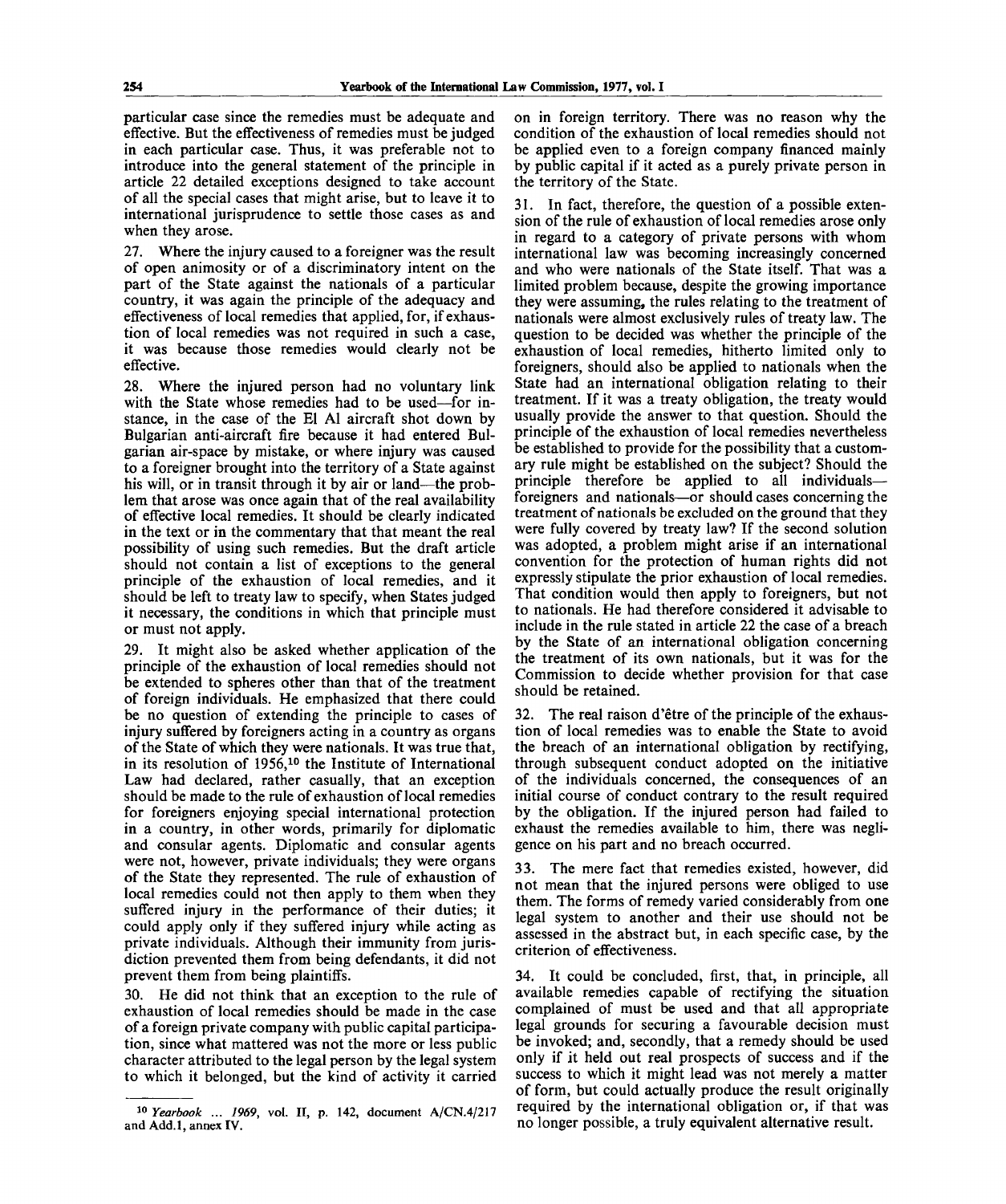particular case since the remedies must be adequate and effective. But the effectiveness of remedies must be judged in each particular case. Thus, it was preferable not to introduce into the general statement of the principle in article 22 detailed exceptions designed to take account of all the special cases that might arise, but to leave it to international jurisprudence to settle those cases as and when they arose.

27. Where the injury caused to a foreigner was the result of open animosity or of a discriminatory intent on the part of the State against the nationals of a particular country, it was again the principle of the adequacy and effectiveness of local remedies that applied, for, if exhaustion of local remedies was not required in such a case, it was because those remedies would clearly not be effective.

28. Where the injured person had no voluntary link with the State whose remedies had to be used—for instance, in the case of the El Al aircraft shot down by Bulgarian anti-aircraft fire because it had entered Bulgarian air-space by mistake, or where injury was caused to a foreigner brought into the territory of a State against his will, or in transit through it by air or land—the problem that arose was once again that of the real availability of effective local remedies. It should be clearly indicated in the text or in the commentary that that meant the real possibility of using such remedies. But the draft article should not contain a list of exceptions to the general principle of the exhaustion of local remedies, and it should be left to treaty law to specify, when States judged it necessary, the conditions in which that principle must or must not apply.

29. It might also be asked whether application of the principle of the exhaustion of local remedies should not be extended to spheres other than that of the treatment of foreign individuals. He emphasized that there could be no question of extending the principle to cases of injury suffered by foreigners acting in a country as organs of the State of which they were nationals. It was true that, in its resolution of 1956,[10] the Institute of International Law had declared, rather casually, that an exception should be made to the rule of exhaustion of local remedies for foreigners enjoying special international protection in a country, in other words, primarily for diplomatic and consular agents. Diplomatic and consular agents were not, however, private individuals; they were organs of the State they represented. The rule of exhaustion of local remedies could not then apply to them when they suffered injury in the performance of their duties; it could apply only if they suffered injury while acting as private individuals. Although their immunity from jurisdiction prevented them from being defendants, it did not prevent them from being plaintiffs.

30. He did not think that an exception to the rule of exhaustion of local remedies should be made in the case of a foreign private company with public capital participation, since what mattered was not the more or less public character attributed to the legal person by the legal system to which it belonged, but the kind of activity it carried on in foreign territory. There was no reason why the condition of the exhaustion of local remedies should not be applied even to a foreign company financed mainly by public capital if it acted as a purely private person in the territory of the State.

31. In fact, therefore, the question of a possible extension of the rule of exhaustion of local remedies arose only in regard to a category of private persons with whom international law was becoming increasingly concerned and who were nationals of the State itself. That was a limited problem because, despite the growing importance they were assuming, the rules relating to the treatment of nationals were almost exclusively rules of treaty law. The question to be decided was whether the principle of the exhaustion of local remedies, hitherto limited only to foreigners, should also be applied to nationals when the State had an international obligation relating to their treatment. If it was a treaty obligation, the treaty would usually provide the answer to that question. Should the principle of the exhaustion of local remedies nevertheless be established to provide for the possibility that a customary rule might be established on the subject? Should the principle therefore be applied to all individuals—foreigners and nationals—or should cases concerning the treatment of nationals be excluded on the ground that they were fully covered by treaty law? If the second solution was adopted, a problem might arise if an international convention for the protection of human rights did not expressly stipulate the prior exhaustion of local remedies. That condition would then apply to foreigners, but not to nationals. He had therefore considered it advisable to include in the rule stated in article 22 the case of a breach by the State of an international obligation concerning the treatment of its own nationals, but it was for the Commission to decide whether provision for that case should be retained.

32. The real raison d'être of the principle of the exhaustion of local remedies was to enable the State to avoid the breach of an international obligation by rectifying, through subsequent conduct adopted on the initiative of the individuals concerned, the consequences of an initial course of conduct contrary to the result required by the obligation. If the injured person had failed to exhaust the remedies available to him, there was negligence on his part and no breach occurred.

33. The mere fact that remedies existed, however, did not mean that the injured persons were obliged to use them. The forms of remedy varied considerably from one legal system to another and their use should not be assessed in the abstract but, in each specific case, by the criterion of effectiveness.

34. It could be concluded, first, that, in principle, all available remedies capable of rectifying the situation complained of must be used and that all appropriate legal grounds for securing a favourable decision must be invoked; and, secondly, that a remedy should be used only if it held out real prospects of success and if the success to which it might lead was not merely a matter of form, but could actually produce the result originally required by the international obligation or, if that was no longer possible, a truly equivalent alternative result.

---

[10] *Yearbook ... 1969*, vol. II, p. 142, document A/CN.4/217 and Add.1, annex IV.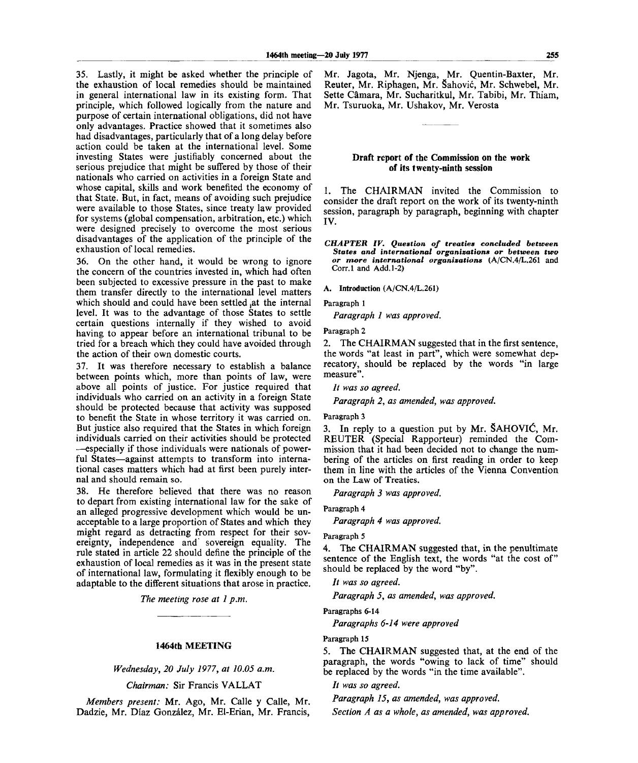35. Lastly, it might be asked whether the principle of the exhaustion of local remedies should be maintained in general international law in its existing form. That principle, which followed logically from the nature and purpose of certain international obligations, did not have only advantages. Practice showed that it sometimes also had disadvantages, particularly that of a long delay before action could be taken at the international level. Some investing States were justifiably concerned about the serious prejudice that might be suffered by those of their nationals who carried on activities in a foreign State and whose capital, skills and work benefited the economy of that State. But, in fact, means of avoiding such prejudice were available to those States, since treaty law provided for systems (global compensation, arbitration, etc.) which were designed precisely to overcome the most serious disadvantages of the application of the principle of the exhaustion of local remedies.

36. On the other hand, it would be wrong to ignore the concern of the countries invested in, which had often been subjected to excessive pressure in the past to make them transfer directly to the international level matters which should and could have been settled at the internal level. It was to the advantage of those States to settle certain questions internally if they wished to avoid having to appear before an international tribunal to be tried for a breach which they could have avoided through the action of their own domestic courts.

37. It was therefore necessary to establish a balance between points which, more than points of law, were above all points of justice. For justice required that individuals who carried on an activity in a foreign State should be protected because that activity was supposed to benefit the State in whose territory it was carried on. But justice also required that the States in which foreign individuals carried on their activities should be protected —especially if those individuals were nationals of powerful States—against attempts to transform into international cases matters which had at first been purely internal and should remain so.

38. He therefore believed that there was no reason to depart from existing international law for the sake of an alleged progressive development which would be unacceptable to a large proportion of States and which they might regard as detracting from respect for their sovereignty, independence and sovereign equality. The rule stated in article 22 should define the principle of the exhaustion of local remedies as it was in the present state of international law, formulating it flexibly enough to be adaptable to the different situations that arose in practice.

*The meeting rose at 1 p.m.*

---

## 1464th MEETING

*Wednesday, 20 July 1977, at 10.05 a.m.*

*Chairman:* Sir Francis VALLAT

*Members present:* Mr. Ago, Mr. Calle y Calle, Mr. Dadzie, Mr. Díaz González, Mr. El-Erian, Mr. Francis, Mr. Jagota, Mr. Njenga, Mr. Quentin-Baxter, Mr. Reuter, Mr. Riphagen, Mr. Šahović, Mr. Schwebel, Mr. Sette Câmara, Mr. Sucharitkul, Mr. Tabibi, Mr. Thiam, Mr. Tsuruoka, Mr. Ushakov, Mr. Verosta

---

### Draft report of the Commission on the work of its twenty-ninth session

1. The CHAIRMAN invited the Commission to consider the draft report on the work of its twenty-ninth session, paragraph by paragraph, beginning with chapter IV.

***CHAPTER IV. Question of treaties concluded between States and international organizations or between two or more international organizations*** **(A/CN.4/L.261 and Corr.1 and Add.1-2)**

**A. Introduction (A/CN.4/L.261)**

Paragraph 1

*Paragraph 1 was approved.*

Paragraph 2

2. The CHAIRMAN suggested that in the first sentence, the words "at least in part", which were somewhat deprecatory, should be replaced by the words "in large measure".

*It was so agreed.*

*Paragraph 2, as amended, was approved.*

Paragraph 3

3. In reply to a question put by Mr. ŠAHOVIĆ, Mr. REUTER (Special Rapporteur) reminded the Commission that it had been decided not to change the numbering of the articles on first reading in order to keep them in line with the articles of the Vienna Convention on the Law of Treaties.

*Paragraph 3 was approved.*

Paragraph 4

*Paragraph 4 was approved.*

Paragraph 5

4. The CHAIRMAN suggested that, in the penultimate sentence of the English text, the words "at the cost of" should be replaced by the word "by".

*It was so agreed.*

*Paragraph 5, as amended, was approved.*

Paragraphs 6-14

*Paragraphs 6-14 were approved*

Paragraph 15

5. The CHAIRMAN suggested that, at the end of the paragraph, the words "owing to lack of time" should be replaced by the words "in the time available".

*It was so agreed.*

*Paragraph 15, as amended, was approved.*

*Section A as a whole, as amended, was approved.*